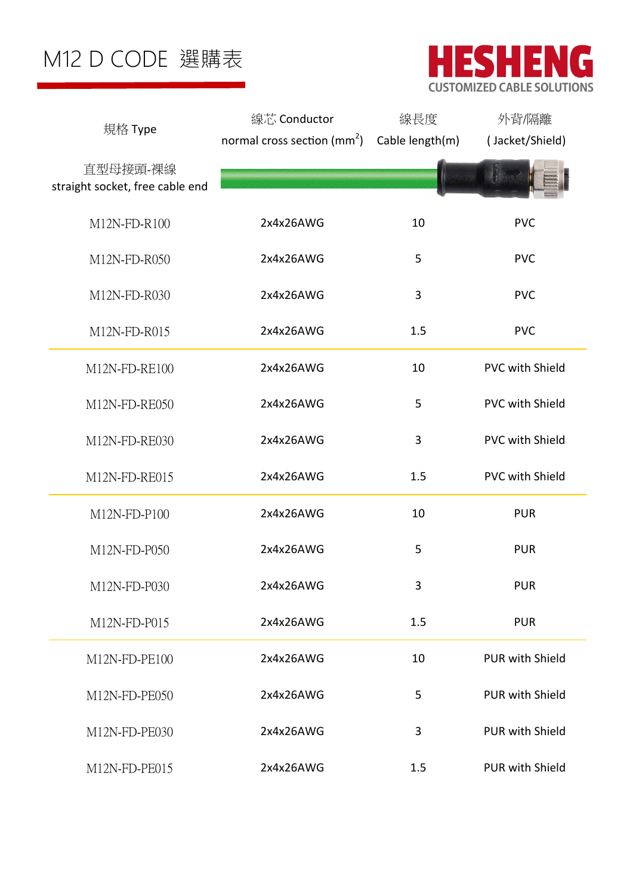# M12 D CODE 選購表

HESHENG
CUSTOMIZED CABLE SOLUTIONS

| 規格 Type | 線芯 Conductor normal cross section ($mm^2$) | 線長度 Cable length(m) | 外背/隔離 ( Jacket/Shield) |
|---|---|---|---|
| 直型母接頭-裸線 straight socket, free cable end | | | |
| M12N-FD-R100 | 2x4x26AWG | 10 | PVC |
| M12N-FD-R050 | 2x4x26AWG | 5 | PVC |
| M12N-FD-R030 | 2x4x26AWG | 3 | PVC |
| M12N-FD-R015 | 2x4x26AWG | 1.5 | PVC |
| M12N-FD-RE100 | 2x4x26AWG | 10 | PVC with Shield |
| M12N-FD-RE050 | 2x4x26AWG | 5 | PVC with Shield |
| M12N-FD-RE030 | 2x4x26AWG | 3 | PVC with Shield |
| M12N-FD-RE015 | 2x4x26AWG | 1.5 | PVC with Shield |
| M12N-FD-P100 | 2x4x26AWG | 10 | PUR |
| M12N-FD-P050 | 2x4x26AWG | 5 | PUR |
| M12N-FD-P030 | 2x4x26AWG | 3 | PUR |
| M12N-FD-P015 | 2x4x26AWG | 1.5 | PUR |
| M12N-FD-PE100 | 2x4x26AWG | 10 | PUR with Shield |
| M12N-FD-PE050 | 2x4x26AWG | 5 | PUR with Shield |
| M12N-FD-PE030 | 2x4x26AWG | 3 | PUR with Shield |
| M12N-FD-PE015 | 2x4x26AWG | 1.5 | PUR with Shield |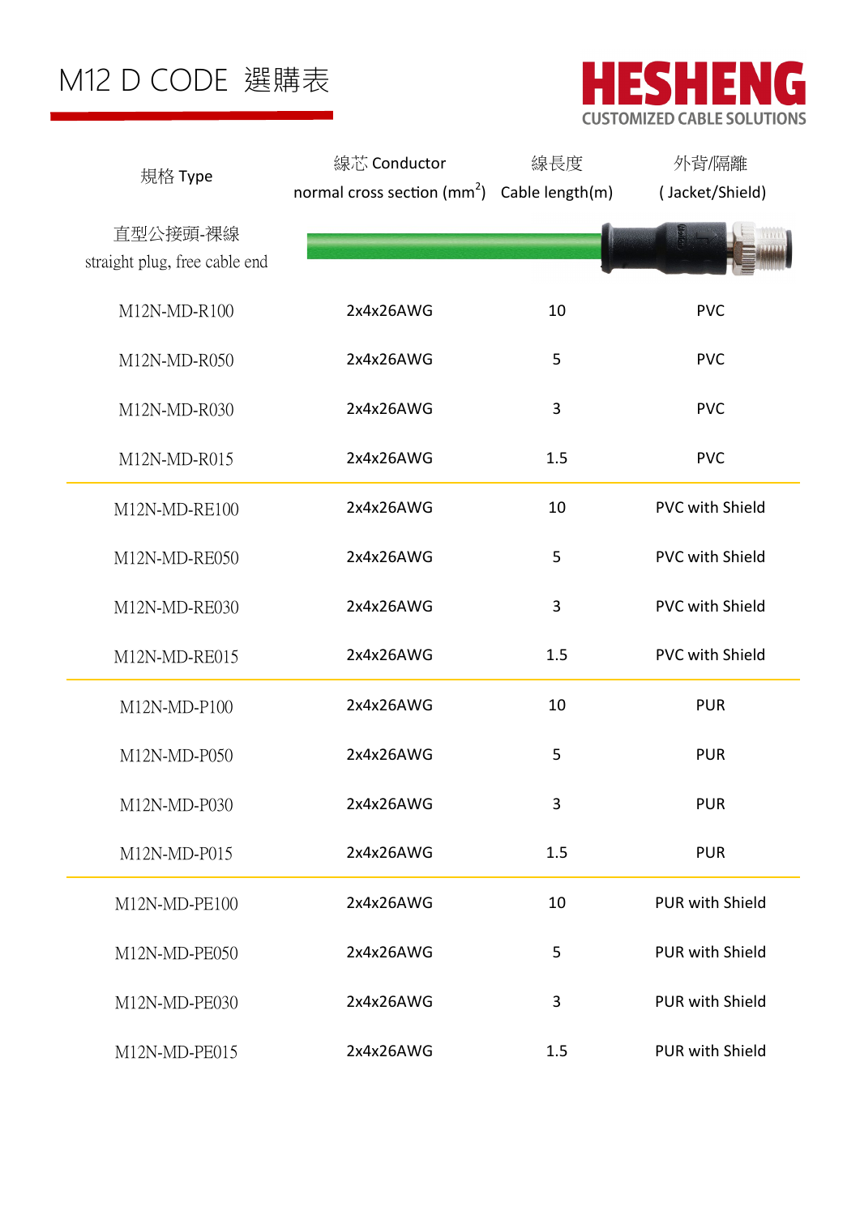# M12 D CODE 選購表

HESHENG
CUSTOMIZED CABLE SOLUTIONS

| 規格 Type | 線芯 Conductor normal cross section (mm$^2$) | 線長度 Cable length(m) | 外背/隔離 ( Jacket/Shield) |
|---|---|---|---|
| 直型公接頭-裸線 straight plug, free cable end | | | |
| M12N-MD-R100 | 2x4x26AWG | 10 | PVC |
| M12N-MD-R050 | 2x4x26AWG | 5 | PVC |
| M12N-MD-R030 | 2x4x26AWG | 3 | PVC |
| M12N-MD-R015 | 2x4x26AWG | 1.5 | PVC |
| M12N-MD-RE100 | 2x4x26AWG | 10 | PVC with Shield |
| M12N-MD-RE050 | 2x4x26AWG | 5 | PVC with Shield |
| M12N-MD-RE030 | 2x4x26AWG | 3 | PVC with Shield |
| M12N-MD-RE015 | 2x4x26AWG | 1.5 | PVC with Shield |
| M12N-MD-P100 | 2x4x26AWG | 10 | PUR |
| M12N-MD-P050 | 2x4x26AWG | 5 | PUR |
| M12N-MD-P030 | 2x4x26AWG | 3 | PUR |
| M12N-MD-P015 | 2x4x26AWG | 1.5 | PUR |
| M12N-MD-PE100 | 2x4x26AWG | 10 | PUR with Shield |
| M12N-MD-PE050 | 2x4x26AWG | 5 | PUR with Shield |
| M12N-MD-PE030 | 2x4x26AWG | 3 | PUR with Shield |
| M12N-MD-PE015 | 2x4x26AWG | 1.5 | PUR with Shield |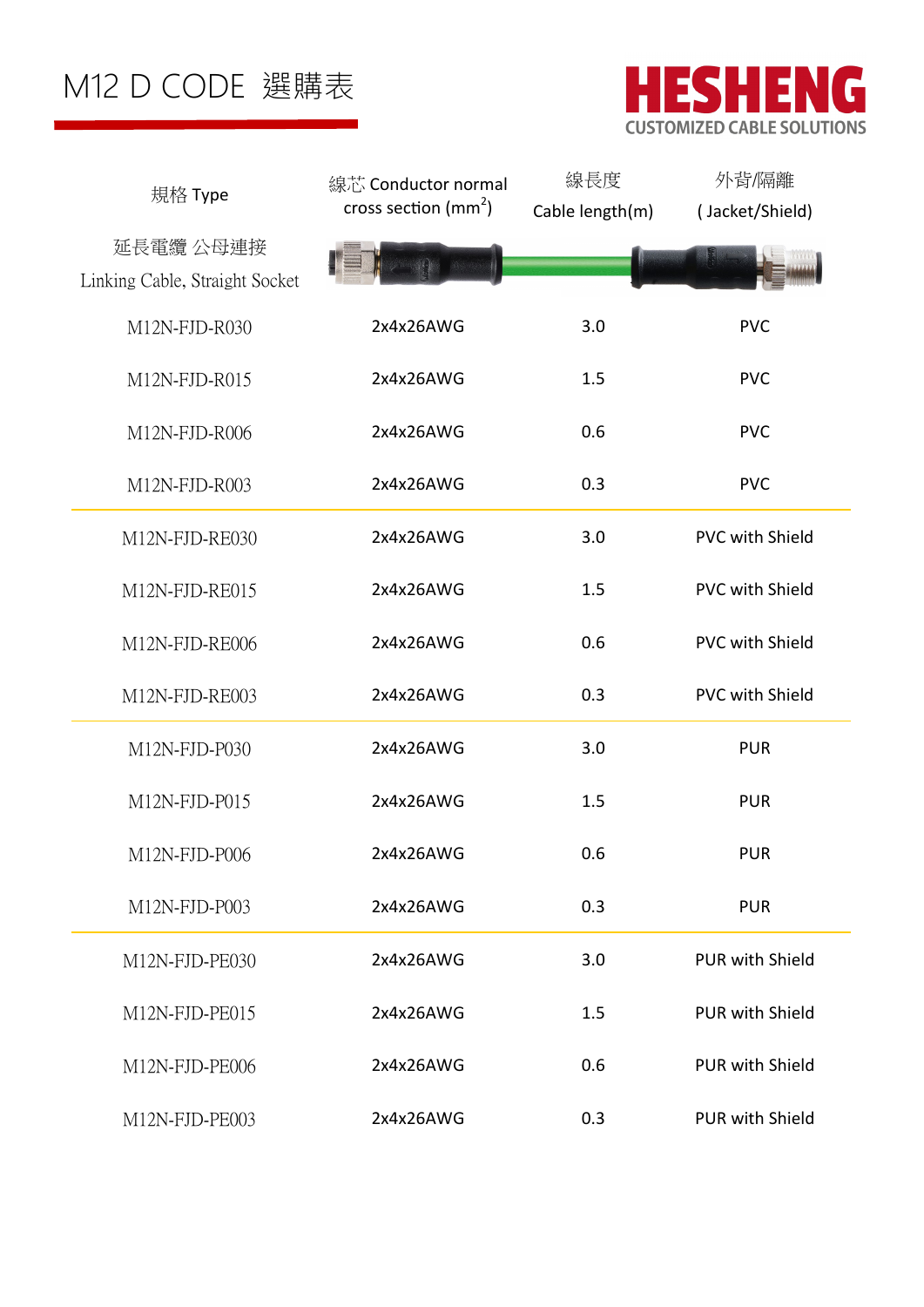# M12 D CODE 選購表

**HESHENG**
CUSTOMIZED CABLE SOLUTIONS

| 規格 Type | 線芯 Conductor normal cross section ($mm^2$) | 線長度 Cable length(m) | 外背/隔離 ( Jacket/Shield) |
|---|---|---|---|
| 延長電纜 公母連接 Linking Cable, Straight Socket | | | |
| M12N-FJD-R030 | 2x4x26AWG | 3.0 | PVC |
| M12N-FJD-R015 | 2x4x26AWG | 1.5 | PVC |
| M12N-FJD-R006 | 2x4x26AWG | 0.6 | PVC |
| M12N-FJD-R003 | 2x4x26AWG | 0.3 | PVC |
| M12N-FJD-RE030 | 2x4x26AWG | 3.0 | PVC with Shield |
| M12N-FJD-RE015 | 2x4x26AWG | 1.5 | PVC with Shield |
| M12N-FJD-RE006 | 2x4x26AWG | 0.6 | PVC with Shield |
| M12N-FJD-RE003 | 2x4x26AWG | 0.3 | PVC with Shield |
| M12N-FJD-P030 | 2x4x26AWG | 3.0 | PUR |
| M12N-FJD-P015 | 2x4x26AWG | 1.5 | PUR |
| M12N-FJD-P006 | 2x4x26AWG | 0.6 | PUR |
| M12N-FJD-P003 | 2x4x26AWG | 0.3 | PUR |
| M12N-FJD-PE030 | 2x4x26AWG | 3.0 | PUR with Shield |
| M12N-FJD-PE015 | 2x4x26AWG | 1.5 | PUR with Shield |
| M12N-FJD-PE006 | 2x4x26AWG | 0.6 | PUR with Shield |
| M12N-FJD-PE003 | 2x4x26AWG | 0.3 | PUR with Shield |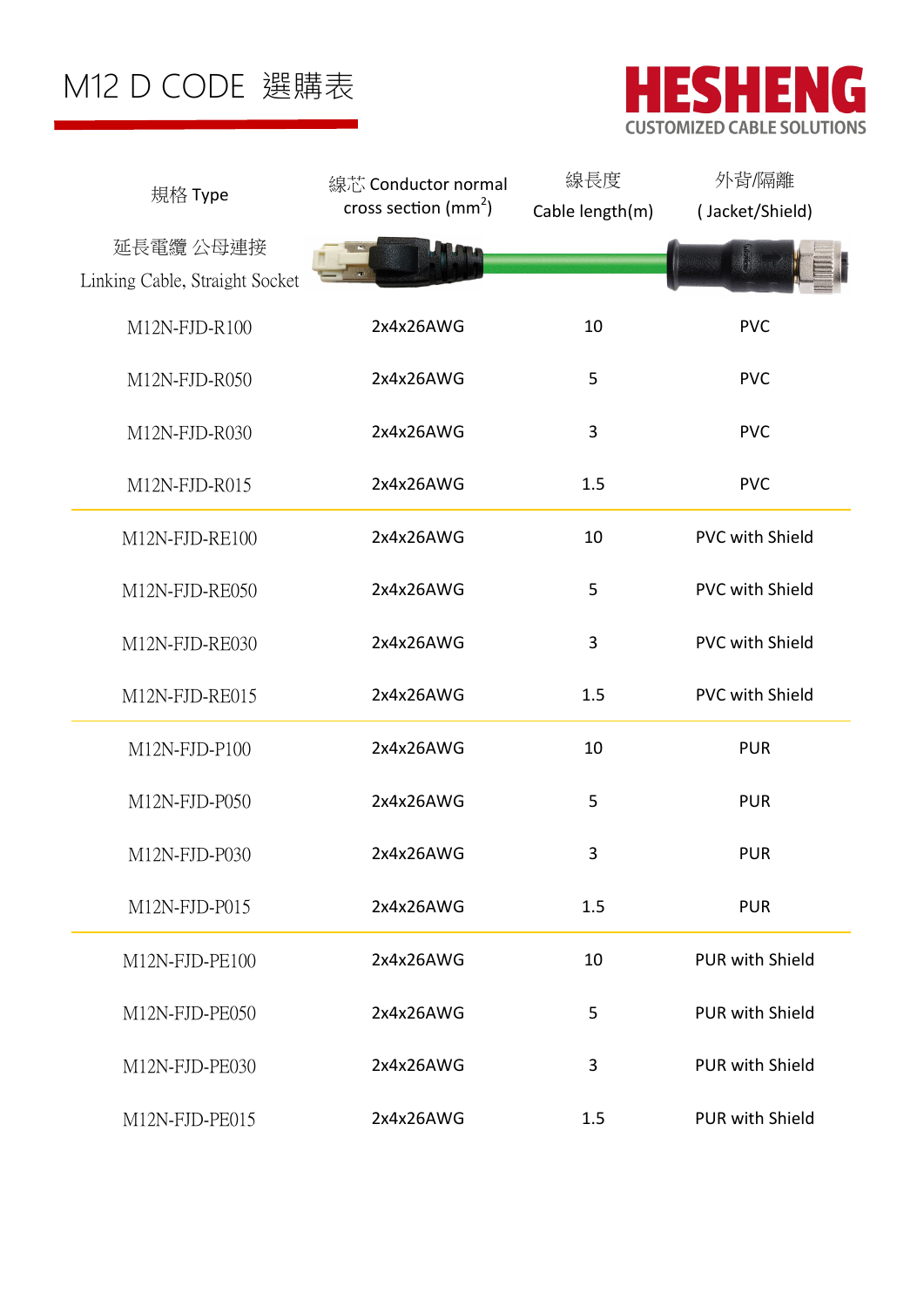# M12 D CODE 選購表

**HESHENG**
CUSTOMIZED CABLE SOLUTIONS

| 規格 Type | 線芯 Conductor normal cross section ($mm^2$) | 線長度 Cable length(m) | 外背/隔離 ( Jacket/Shield) |
| --- | --- | --- | --- |
| 延長電纜 公母連接 Linking Cable, Straight Socket | | | |
| M12N-FJD-R100 | 2x4x26AWG | 10 | PVC |
| M12N-FJD-R050 | 2x4x26AWG | 5 | PVC |
| M12N-FJD-R030 | 2x4x26AWG | 3 | PVC |
| M12N-FJD-R015 | 2x4x26AWG | 1.5 | PVC |
| M12N-FJD-RE100 | 2x4x26AWG | 10 | PVC with Shield |
| M12N-FJD-RE050 | 2x4x26AWG | 5 | PVC with Shield |
| M12N-FJD-RE030 | 2x4x26AWG | 3 | PVC with Shield |
| M12N-FJD-RE015 | 2x4x26AWG | 1.5 | PVC with Shield |
| M12N-FJD-P100 | 2x4x26AWG | 10 | PUR |
| M12N-FJD-P050 | 2x4x26AWG | 5 | PUR |
| M12N-FJD-P030 | 2x4x26AWG | 3 | PUR |
| M12N-FJD-P015 | 2x4x26AWG | 1.5 | PUR |
| M12N-FJD-PE100 | 2x4x26AWG | 10 | PUR with Shield |
| M12N-FJD-PE050 | 2x4x26AWG | 5 | PUR with Shield |
| M12N-FJD-PE030 | 2x4x26AWG | 3 | PUR with Shield |
| M12N-FJD-PE015 | 2x4x26AWG | 1.5 | PUR with Shield |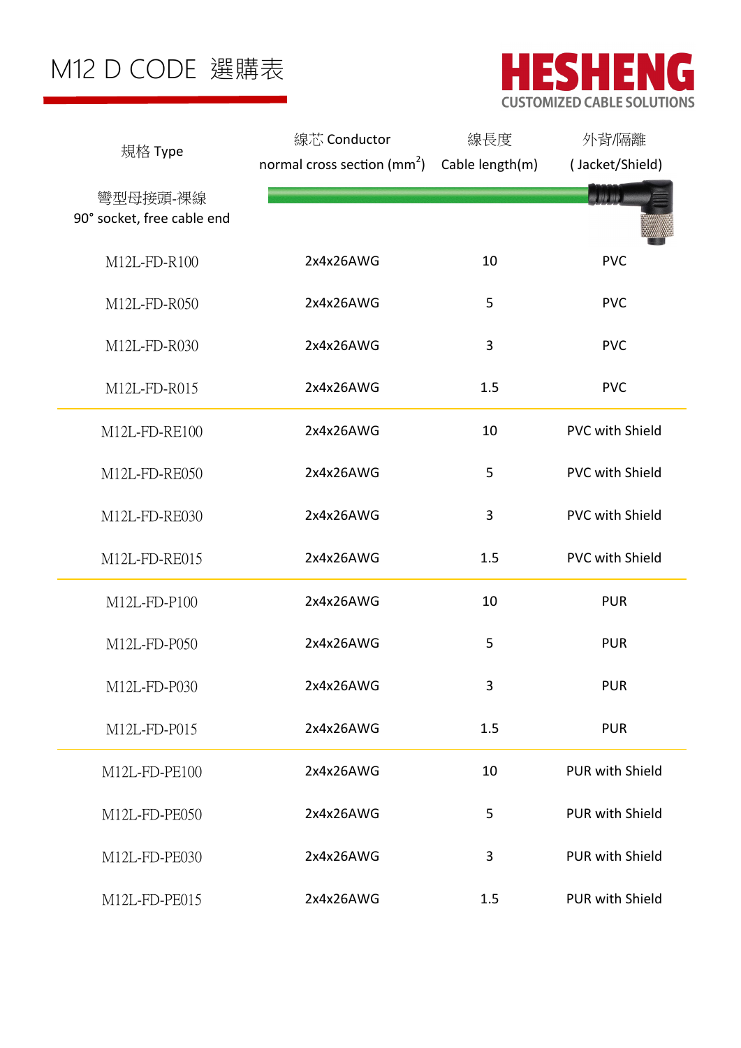# M12 D CODE 選購表

**HESHENG**
CUSTOMIZED CABLE SOLUTIONS

| 規格 Type | 線芯 Conductor normal cross section ($mm^2$) | 線長度 Cable length(m) | 外背/隔離 ( Jacket/Shield) |
|---|---|---|---|
| 彎型母接頭-裸線 90° socket, free cable end | | | |
| M12L-FD-R100 | 2x4x26AWG | 10 | PVC |
| M12L-FD-R050 | 2x4x26AWG | 5 | PVC |
| M12L-FD-R030 | 2x4x26AWG | 3 | PVC |
| M12L-FD-R015 | 2x4x26AWG | 1.5 | PVC |
| M12L-FD-RE100 | 2x4x26AWG | 10 | PVC with Shield |
| M12L-FD-RE050 | 2x4x26AWG | 5 | PVC with Shield |
| M12L-FD-RE030 | 2x4x26AWG | 3 | PVC with Shield |
| M12L-FD-RE015 | 2x4x26AWG | 1.5 | PVC with Shield |
| M12L-FD-P100 | 2x4x26AWG | 10 | PUR |
| M12L-FD-P050 | 2x4x26AWG | 5 | PUR |
| M12L-FD-P030 | 2x4x26AWG | 3 | PUR |
| M12L-FD-P015 | 2x4x26AWG | 1.5 | PUR |
| M12L-FD-PE100 | 2x4x26AWG | 10 | PUR with Shield |
| M12L-FD-PE050 | 2x4x26AWG | 5 | PUR with Shield |
| M12L-FD-PE030 | 2x4x26AWG | 3 | PUR with Shield |
| M12L-FD-PE015 | 2x4x26AWG | 1.5 | PUR with Shield |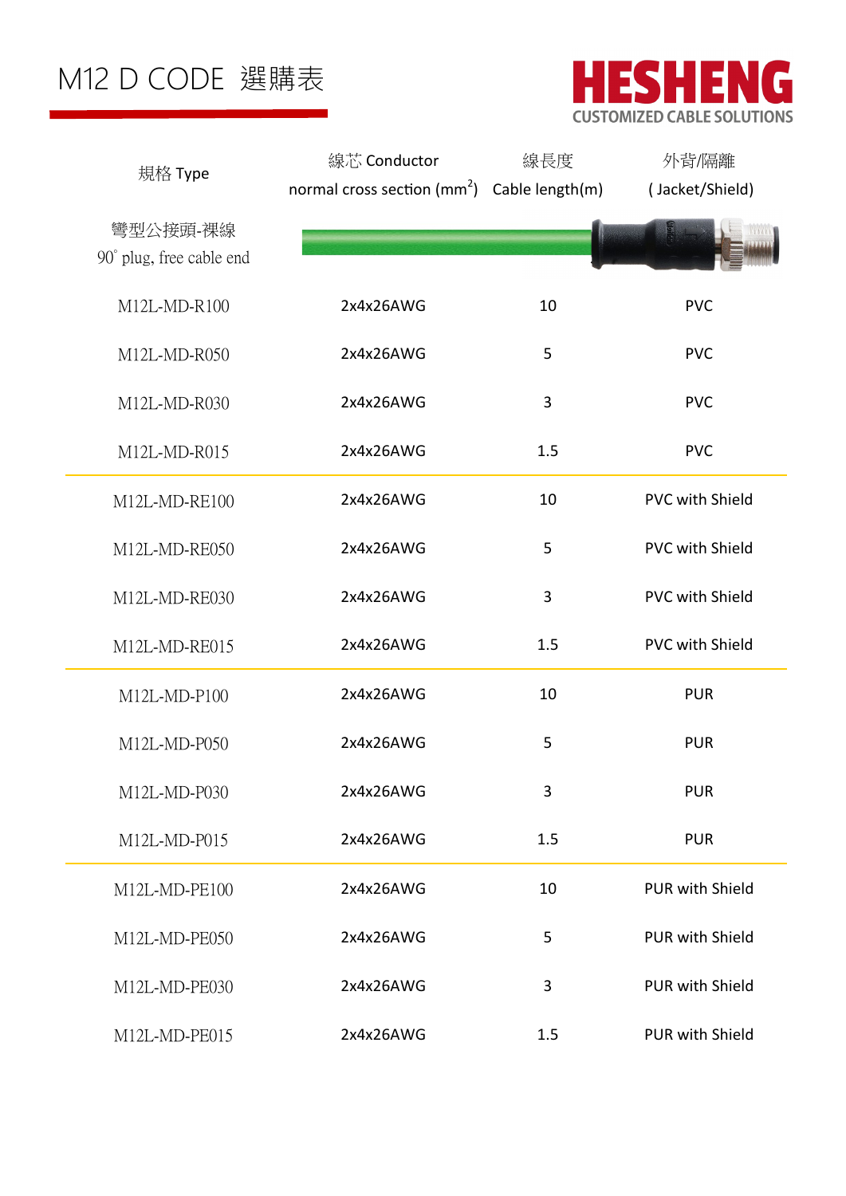# M12 D CODE 選購表

**HESHENG**
CUSTOMIZED CABLE SOLUTIONS

| 規格 Type | 線芯 Conductor normal cross section ($mm^2$) | 線長度 Cable length(m) | 外背/隔離 ( Jacket/Shield) |
|---|---|---|---|
| 彎型公接頭-裸線 90° plug, free cable end | | | |
| M12L-MD-R100 | 2x4x26AWG | 10 | PVC |
| M12L-MD-R050 | 2x4x26AWG | 5 | PVC |
| M12L-MD-R030 | 2x4x26AWG | 3 | PVC |
| M12L-MD-R015 | 2x4x26AWG | 1.5 | PVC |
| M12L-MD-RE100 | 2x4x26AWG | 10 | PVC with Shield |
| M12L-MD-RE050 | 2x4x26AWG | 5 | PVC with Shield |
| M12L-MD-RE030 | 2x4x26AWG | 3 | PVC with Shield |
| M12L-MD-RE015 | 2x4x26AWG | 1.5 | PVC with Shield |
| M12L-MD-P100 | 2x4x26AWG | 10 | PUR |
| M12L-MD-P050 | 2x4x26AWG | 5 | PUR |
| M12L-MD-P030 | 2x4x26AWG | 3 | PUR |
| M12L-MD-P015 | 2x4x26AWG | 1.5 | PUR |
| M12L-MD-PE100 | 2x4x26AWG | 10 | PUR with Shield |
| M12L-MD-PE050 | 2x4x26AWG | 5 | PUR with Shield |
| M12L-MD-PE030 | 2x4x26AWG | 3 | PUR with Shield |
| M12L-MD-PE015 | 2x4x26AWG | 1.5 | PUR with Shield |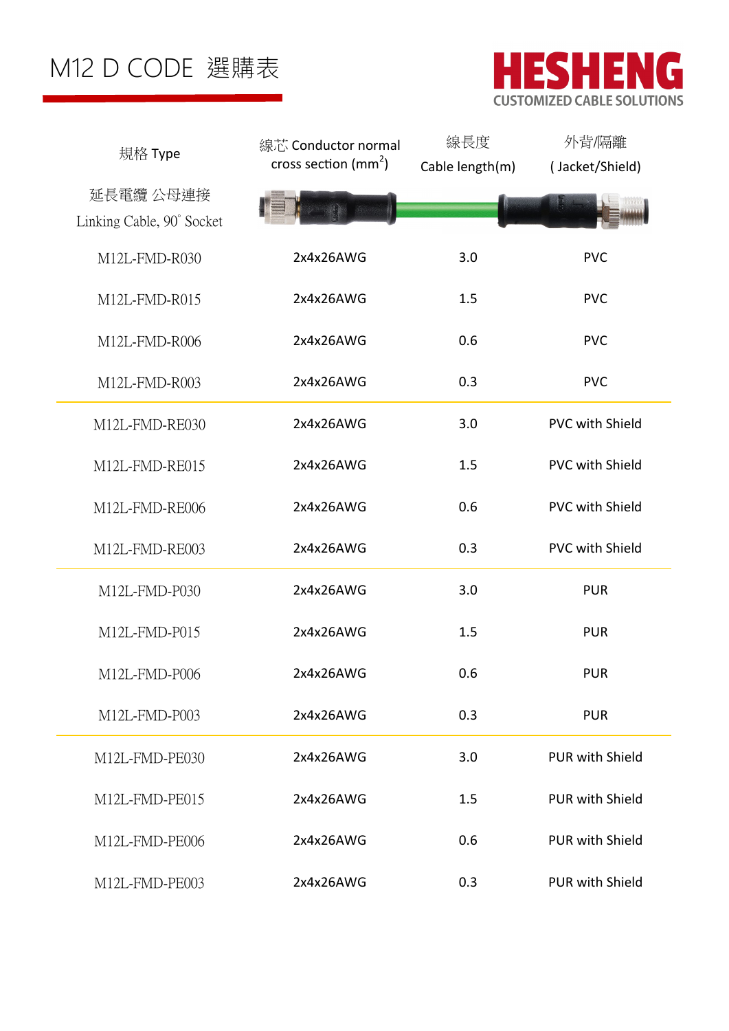# M12 D CODE 選購表

HESHENG
CUSTOMIZED CABLE SOLUTIONS

| 規格 Type | 線芯 Conductor normal cross section ($mm^2$) | 線長度 Cable length(m) | 外背/隔離 ( Jacket/Shield) |
|---|---|---|---|
| 延長電纜 公母連接 Linking Cable, 90° Socket | | | |
| M12L-FMD-R030 | 2x4x26AWG | 3.0 | PVC |
| M12L-FMD-R015 | 2x4x26AWG | 1.5 | PVC |
| M12L-FMD-R006 | 2x4x26AWG | 0.6 | PVC |
| M12L-FMD-R003 | 2x4x26AWG | 0.3 | PVC |
| M12L-FMD-RE030 | 2x4x26AWG | 3.0 | PVC with Shield |
| M12L-FMD-RE015 | 2x4x26AWG | 1.5 | PVC with Shield |
| M12L-FMD-RE006 | 2x4x26AWG | 0.6 | PVC with Shield |
| M12L-FMD-RE003 | 2x4x26AWG | 0.3 | PVC with Shield |
| M12L-FMD-P030 | 2x4x26AWG | 3.0 | PUR |
| M12L-FMD-P015 | 2x4x26AWG | 1.5 | PUR |
| M12L-FMD-P006 | 2x4x26AWG | 0.6 | PUR |
| M12L-FMD-P003 | 2x4x26AWG | 0.3 | PUR |
| M12L-FMD-PE030 | 2x4x26AWG | 3.0 | PUR with Shield |
| M12L-FMD-PE015 | 2x4x26AWG | 1.5 | PUR with Shield |
| M12L-FMD-PE006 | 2x4x26AWG | 0.6 | PUR with Shield |
| M12L-FMD-PE003 | 2x4x26AWG | 0.3 | PUR with Shield |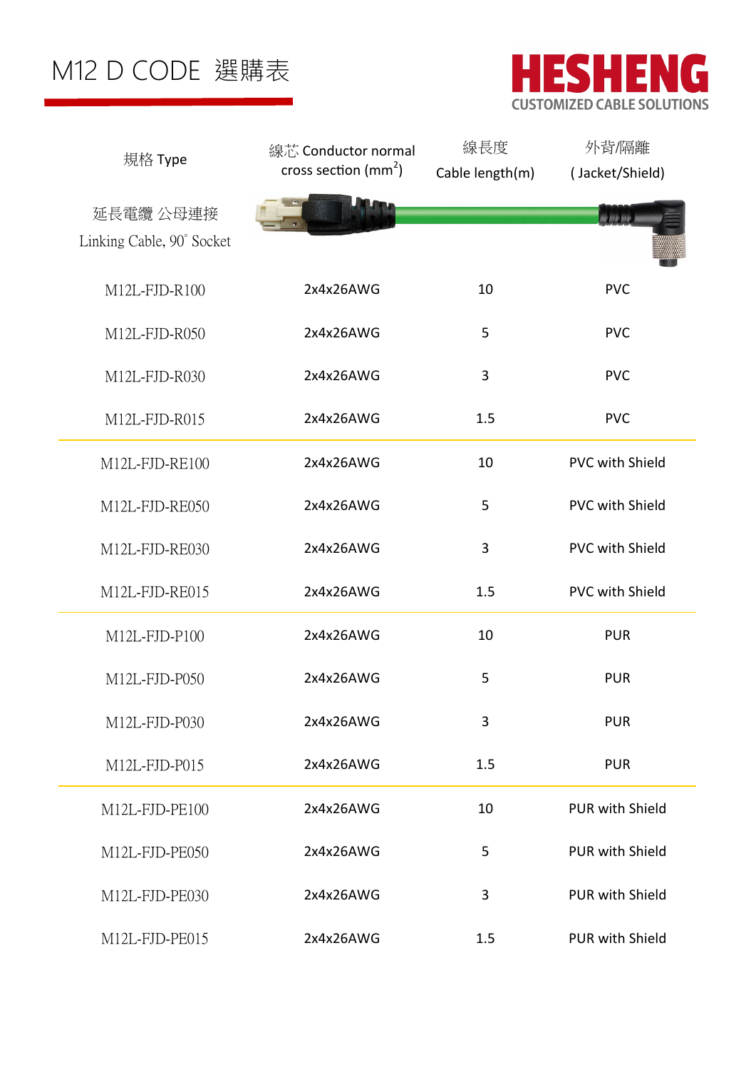# M12 D CODE 選購表

HESHENG
CUSTOMIZED CABLE SOLUTIONS

| 規格 Type | 線芯 Conductor normal cross section ($mm^2$) | 線長度 Cable length(m) | 外背/隔離 ( Jacket/Shield) |
|---|---|---|---|
| 延長電纜 公母連接 Linking Cable, 90° Socket | | | |
| M12L-FJD-R100 | 2x4x26AWG | 10 | PVC |
| M12L-FJD-R050 | 2x4x26AWG | 5 | PVC |
| M12L-FJD-R030 | 2x4x26AWG | 3 | PVC |
| M12L-FJD-R015 | 2x4x26AWG | 1.5 | PVC |
| M12L-FJD-RE100 | 2x4x26AWG | 10 | PVC with Shield |
| M12L-FJD-RE050 | 2x4x26AWG | 5 | PVC with Shield |
| M12L-FJD-RE030 | 2x4x26AWG | 3 | PVC with Shield |
| M12L-FJD-RE015 | 2x4x26AWG | 1.5 | PVC with Shield |
| M12L-FJD-P100 | 2x4x26AWG | 10 | PUR |
| M12L-FJD-P050 | 2x4x26AWG | 5 | PUR |
| M12L-FJD-P030 | 2x4x26AWG | 3 | PUR |
| M12L-FJD-P015 | 2x4x26AWG | 1.5 | PUR |
| M12L-FJD-PE100 | 2x4x26AWG | 10 | PUR with Shield |
| M12L-FJD-PE050 | 2x4x26AWG | 5 | PUR with Shield |
| M12L-FJD-PE030 | 2x4x26AWG | 3 | PUR with Shield |
| M12L-FJD-PE015 | 2x4x26AWG | 1.5 | PUR with Shield |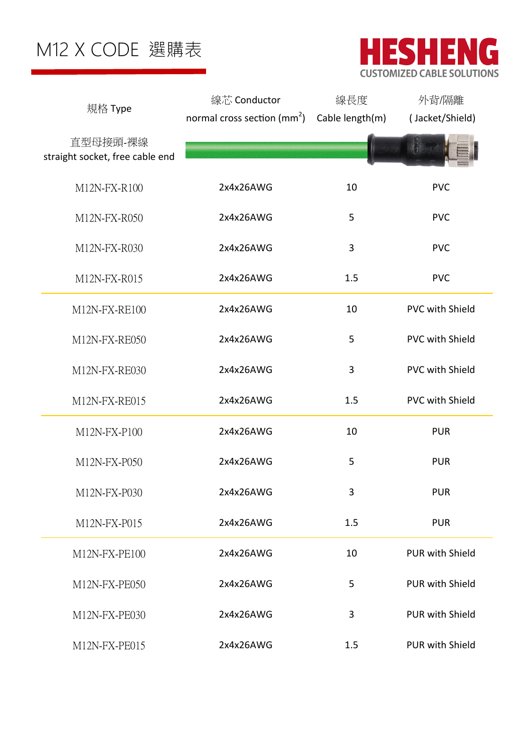# M12 X CODE 選購表

HESHENG
CUSTOMIZED CABLE SOLUTIONS

| 規格 Type | 線芯 Conductor normal cross section ($mm^2$) | 線長度 Cable length(m) | 外背/隔離 ( Jacket/Shield) |
|---|---|---|---|
| 直型母接頭-裸線 straight socket, free cable end | | | |
| M12N-FX-R100 | 2x4x26AWG | 10 | PVC |
| M12N-FX-R050 | 2x4x26AWG | 5 | PVC |
| M12N-FX-R030 | 2x4x26AWG | 3 | PVC |
| M12N-FX-R015 | 2x4x26AWG | 1.5 | PVC |
| M12N-FX-RE100 | 2x4x26AWG | 10 | PVC with Shield |
| M12N-FX-RE050 | 2x4x26AWG | 5 | PVC with Shield |
| M12N-FX-RE030 | 2x4x26AWG | 3 | PVC with Shield |
| M12N-FX-RE015 | 2x4x26AWG | 1.5 | PVC with Shield |
| M12N-FX-P100 | 2x4x26AWG | 10 | PUR |
| M12N-FX-P050 | 2x4x26AWG | 5 | PUR |
| M12N-FX-P030 | 2x4x26AWG | 3 | PUR |
| M12N-FX-P015 | 2x4x26AWG | 1.5 | PUR |
| M12N-FX-PE100 | 2x4x26AWG | 10 | PUR with Shield |
| M12N-FX-PE050 | 2x4x26AWG | 5 | PUR with Shield |
| M12N-FX-PE030 | 2x4x26AWG | 3 | PUR with Shield |
| M12N-FX-PE015 | 2x4x26AWG | 1.5 | PUR with Shield |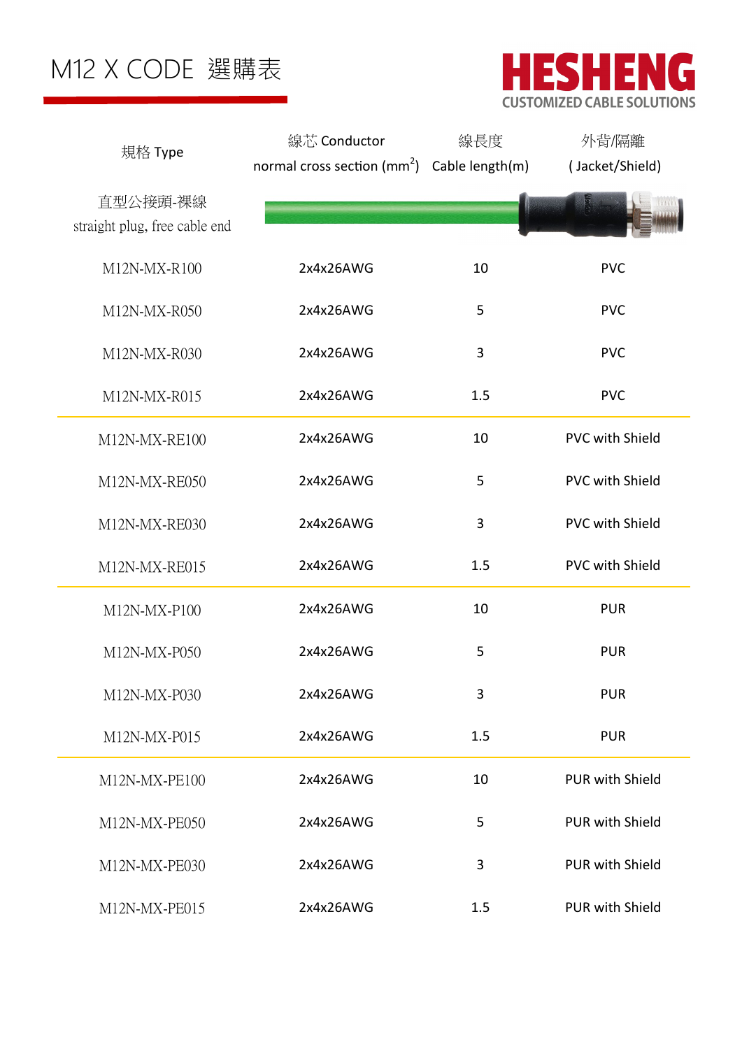# M12 X CODE 選購表

HESHENG
CUSTOMIZED CABLE SOLUTIONS

| 規格 Type | 線芯 Conductor normal cross section (mm$^2$) | 線長度 Cable length(m) | 外背/隔離 ( Jacket/Shield) |
|---|---|---|---|
| 直型公接頭-裸線 straight plug, free cable end | | | |
| M12N-MX-R100 | 2x4x26AWG | 10 | PVC |
| M12N-MX-R050 | 2x4x26AWG | 5 | PVC |
| M12N-MX-R030 | 2x4x26AWG | 3 | PVC |
| M12N-MX-R015 | 2x4x26AWG | 1.5 | PVC |
| M12N-MX-RE100 | 2x4x26AWG | 10 | PVC with Shield |
| M12N-MX-RE050 | 2x4x26AWG | 5 | PVC with Shield |
| M12N-MX-RE030 | 2x4x26AWG | 3 | PVC with Shield |
| M12N-MX-RE015 | 2x4x26AWG | 1.5 | PVC with Shield |
| M12N-MX-P100 | 2x4x26AWG | 10 | PUR |
| M12N-MX-P050 | 2x4x26AWG | 5 | PUR |
| M12N-MX-P030 | 2x4x26AWG | 3 | PUR |
| M12N-MX-P015 | 2x4x26AWG | 1.5 | PUR |
| M12N-MX-PE100 | 2x4x26AWG | 10 | PUR with Shield |
| M12N-MX-PE050 | 2x4x26AWG | 5 | PUR with Shield |
| M12N-MX-PE030 | 2x4x26AWG | 3 | PUR with Shield |
| M12N-MX-PE015 | 2x4x26AWG | 1.5 | PUR with Shield |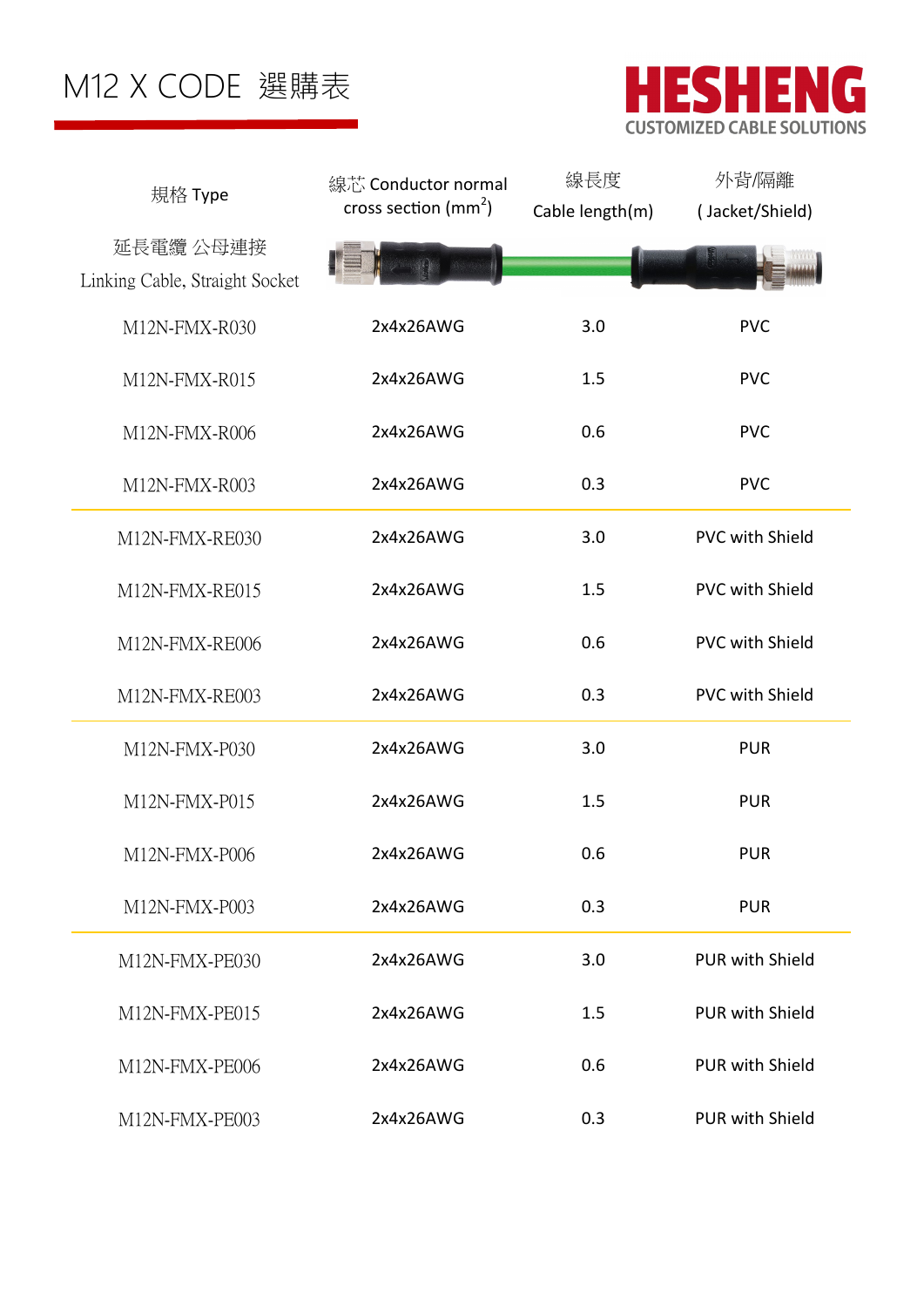# M12 X CODE 選購表

**HESHENG**
CUSTOMIZED CABLE SOLUTIONS

| 規格 Type | 線芯 Conductor normal cross section ($mm^2$) | 線長度 Cable length(m) | 外背/隔離 ( Jacket/Shield) |
|---|---|---|---|
| 延長電纜 公母連接 Linking Cable, Straight Socket | | | |
| M12N-FMX-R030 | 2x4x26AWG | 3.0 | PVC |
| M12N-FMX-R015 | 2x4x26AWG | 1.5 | PVC |
| M12N-FMX-R006 | 2x4x26AWG | 0.6 | PVC |
| M12N-FMX-R003 | 2x4x26AWG | 0.3 | PVC |
| M12N-FMX-RE030 | 2x4x26AWG | 3.0 | PVC with Shield |
| M12N-FMX-RE015 | 2x4x26AWG | 1.5 | PVC with Shield |
| M12N-FMX-RE006 | 2x4x26AWG | 0.6 | PVC with Shield |
| M12N-FMX-RE003 | 2x4x26AWG | 0.3 | PVC with Shield |
| M12N-FMX-P030 | 2x4x26AWG | 3.0 | PUR |
| M12N-FMX-P015 | 2x4x26AWG | 1.5 | PUR |
| M12N-FMX-P006 | 2x4x26AWG | 0.6 | PUR |
| M12N-FMX-P003 | 2x4x26AWG | 0.3 | PUR |
| M12N-FMX-PE030 | 2x4x26AWG | 3.0 | PUR with Shield |
| M12N-FMX-PE015 | 2x4x26AWG | 1.5 | PUR with Shield |
| M12N-FMX-PE006 | 2x4x26AWG | 0.6 | PUR with Shield |
| M12N-FMX-PE003 | 2x4x26AWG | 0.3 | PUR with Shield |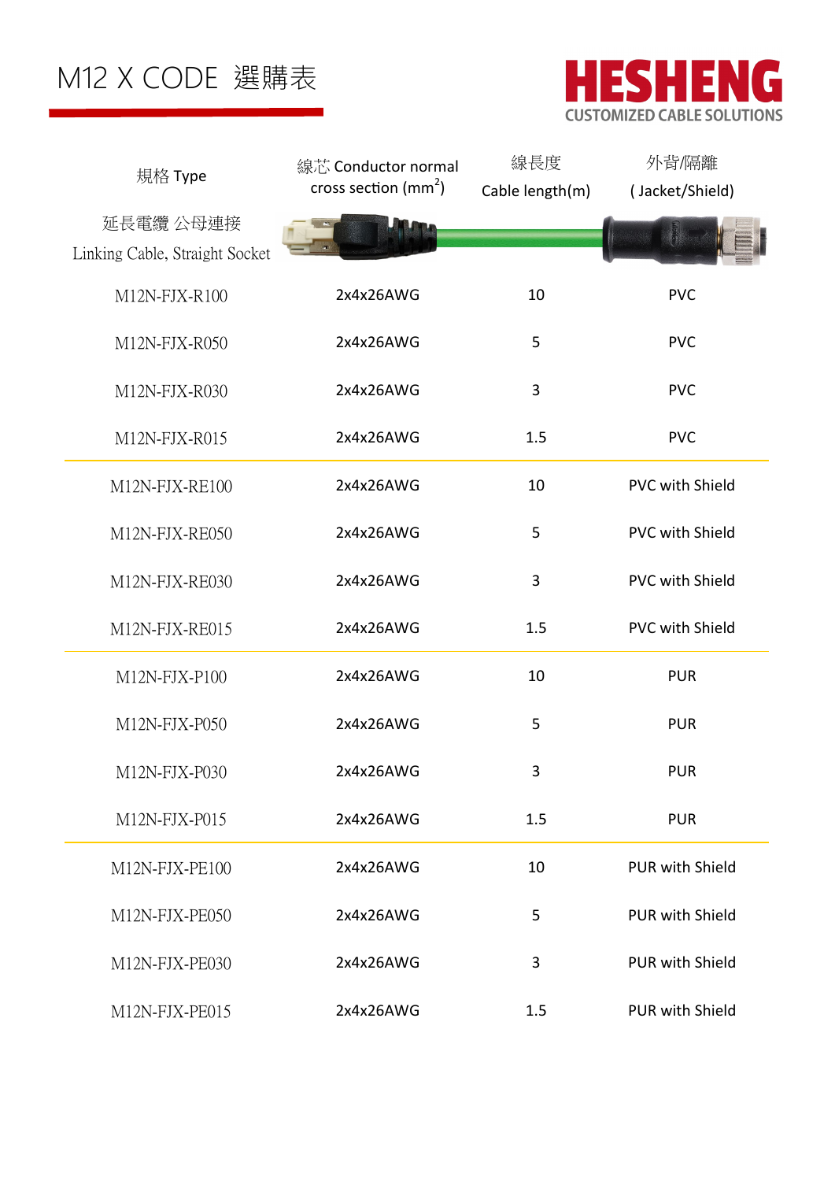# M12 X CODE 選購表

HESHENG
CUSTOMIZED CABLE SOLUTIONS

| 規格 Type | 線芯 Conductor normal cross section ($mm^2$) | 線長度 Cable length(m) | 外背/隔離 ( Jacket/Shield) |
|---|---|---|---|
| 延長電纜 公母連接 Linking Cable, Straight Socket | | | |
| M12N-FJX-R100 | 2x4x26AWG | 10 | PVC |
| M12N-FJX-R050 | 2x4x26AWG | 5 | PVC |
| M12N-FJX-R030 | 2x4x26AWG | 3 | PVC |
| M12N-FJX-R015 | 2x4x26AWG | 1.5 | PVC |
| M12N-FJX-RE100 | 2x4x26AWG | 10 | PVC with Shield |
| M12N-FJX-RE050 | 2x4x26AWG | 5 | PVC with Shield |
| M12N-FJX-RE030 | 2x4x26AWG | 3 | PVC with Shield |
| M12N-FJX-RE015 | 2x4x26AWG | 1.5 | PVC with Shield |
| M12N-FJX-P100 | 2x4x26AWG | 10 | PUR |
| M12N-FJX-P050 | 2x4x26AWG | 5 | PUR |
| M12N-FJX-P030 | 2x4x26AWG | 3 | PUR |
| M12N-FJX-P015 | 2x4x26AWG | 1.5 | PUR |
| M12N-FJX-PE100 | 2x4x26AWG | 10 | PUR with Shield |
| M12N-FJX-PE050 | 2x4x26AWG | 5 | PUR with Shield |
| M12N-FJX-PE030 | 2x4x26AWG | 3 | PUR with Shield |
| M12N-FJX-PE015 | 2x4x26AWG | 1.5 | PUR with Shield |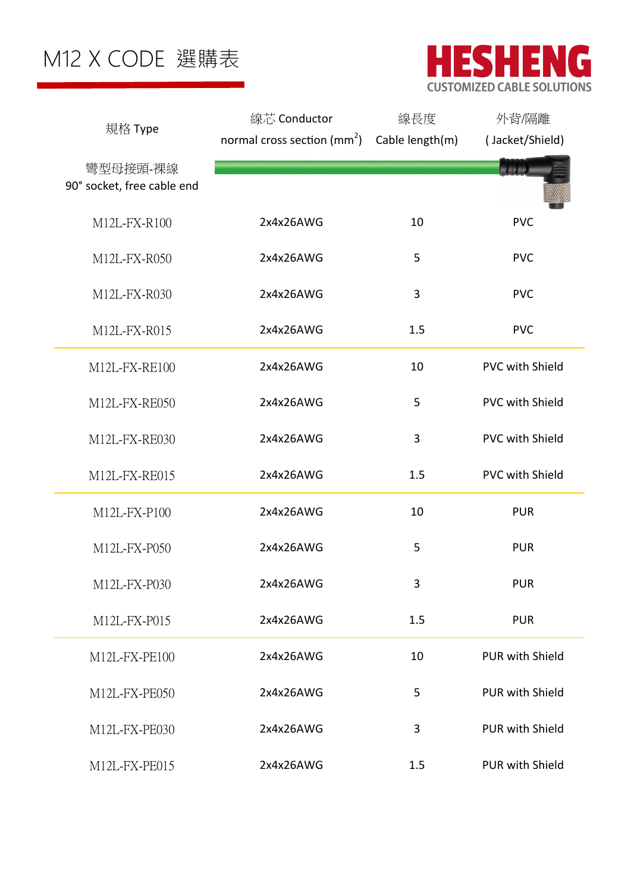# M12 X CODE 選購表

HESHENG
CUSTOMIZED CABLE SOLUTIONS

| 規格 Type | 線芯 Conductor normal cross section ($mm^2$) | 線長度 Cable length(m) | 外背/隔離 ( Jacket/Shield) |
|---|---|---|---|
| 彎型母接頭-裸線 90° socket, free cable end | | | |
| M12L-FX-R100 | 2x4x26AWG | 10 | PVC |
| M12L-FX-R050 | 2x4x26AWG | 5 | PVC |
| M12L-FX-R030 | 2x4x26AWG | 3 | PVC |
| M12L-FX-R015 | 2x4x26AWG | 1.5 | PVC |
| M12L-FX-RE100 | 2x4x26AWG | 10 | PVC with Shield |
| M12L-FX-RE050 | 2x4x26AWG | 5 | PVC with Shield |
| M12L-FX-RE030 | 2x4x26AWG | 3 | PVC with Shield |
| M12L-FX-RE015 | 2x4x26AWG | 1.5 | PVC with Shield |
| M12L-FX-P100 | 2x4x26AWG | 10 | PUR |
| M12L-FX-P050 | 2x4x26AWG | 5 | PUR |
| M12L-FX-P030 | 2x4x26AWG | 3 | PUR |
| M12L-FX-P015 | 2x4x26AWG | 1.5 | PUR |
| M12L-FX-PE100 | 2x4x26AWG | 10 | PUR with Shield |
| M12L-FX-PE050 | 2x4x26AWG | 5 | PUR with Shield |
| M12L-FX-PE030 | 2x4x26AWG | 3 | PUR with Shield |
| M12L-FX-PE015 | 2x4x26AWG | 1.5 | PUR with Shield |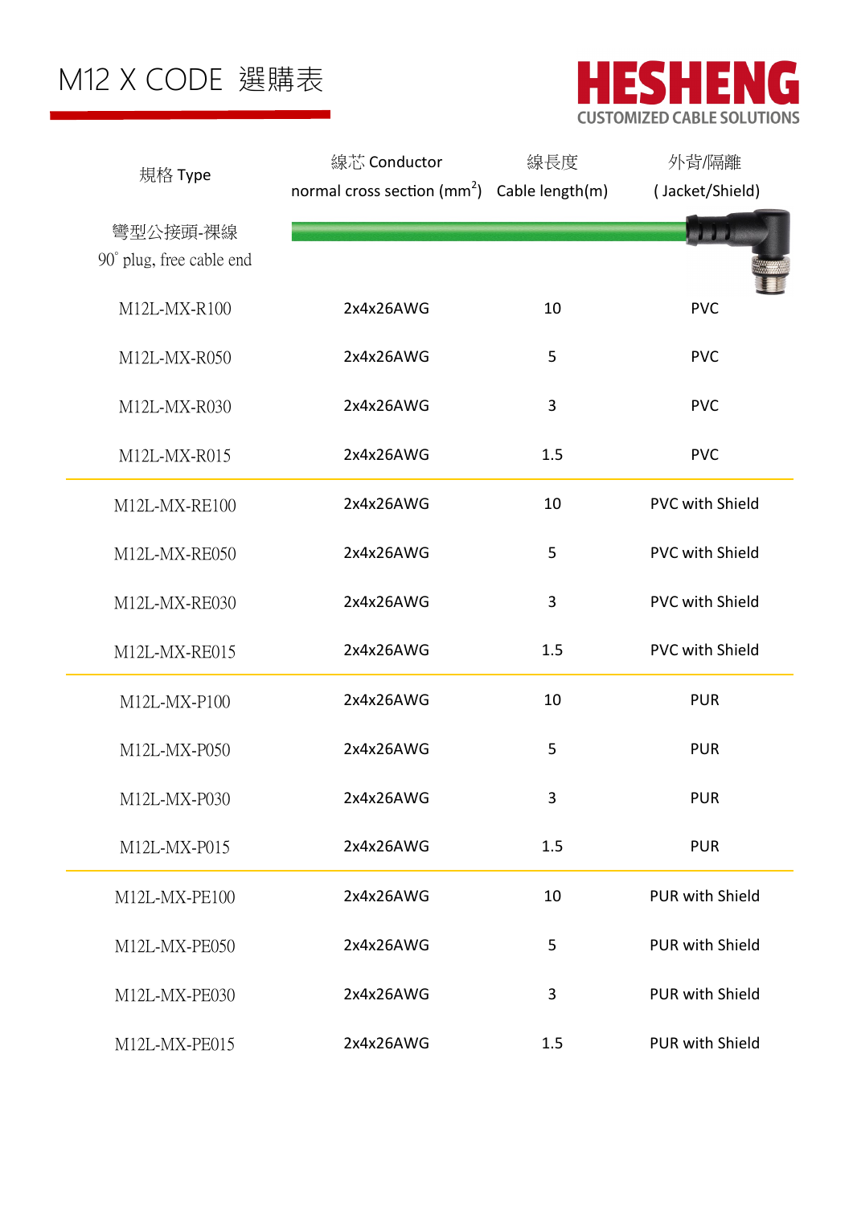# M12 X CODE 選購表

**HESHENG**
CUSTOMIZED CABLE SOLUTIONS

| 規格 Type | 線芯 Conductor normal cross section ($mm^2$) | 線長度 Cable length(m) | 外背/隔離 ( Jacket/Shield) |
|---|---|---|---|
| 彎型公接頭-裸線 90˚ plug, free cable end | | | |
| M12L-MX-R100 | 2x4x26AWG | 10 | PVC |
| M12L-MX-R050 | 2x4x26AWG | 5 | PVC |
| M12L-MX-R030 | 2x4x26AWG | 3 | PVC |
| M12L-MX-R015 | 2x4x26AWG | 1.5 | PVC |
| M12L-MX-RE100 | 2x4x26AWG | 10 | PVC with Shield |
| M12L-MX-RE050 | 2x4x26AWG | 5 | PVC with Shield |
| M12L-MX-RE030 | 2x4x26AWG | 3 | PVC with Shield |
| M12L-MX-RE015 | 2x4x26AWG | 1.5 | PVC with Shield |
| M12L-MX-P100 | 2x4x26AWG | 10 | PUR |
| M12L-MX-P050 | 2x4x26AWG | 5 | PUR |
| M12L-MX-P030 | 2x4x26AWG | 3 | PUR |
| M12L-MX-P015 | 2x4x26AWG | 1.5 | PUR |
| M12L-MX-PE100 | 2x4x26AWG | 10 | PUR with Shield |
| M12L-MX-PE050 | 2x4x26AWG | 5 | PUR with Shield |
| M12L-MX-PE030 | 2x4x26AWG | 3 | PUR with Shield |
| M12L-MX-PE015 | 2x4x26AWG | 1.5 | PUR with Shield |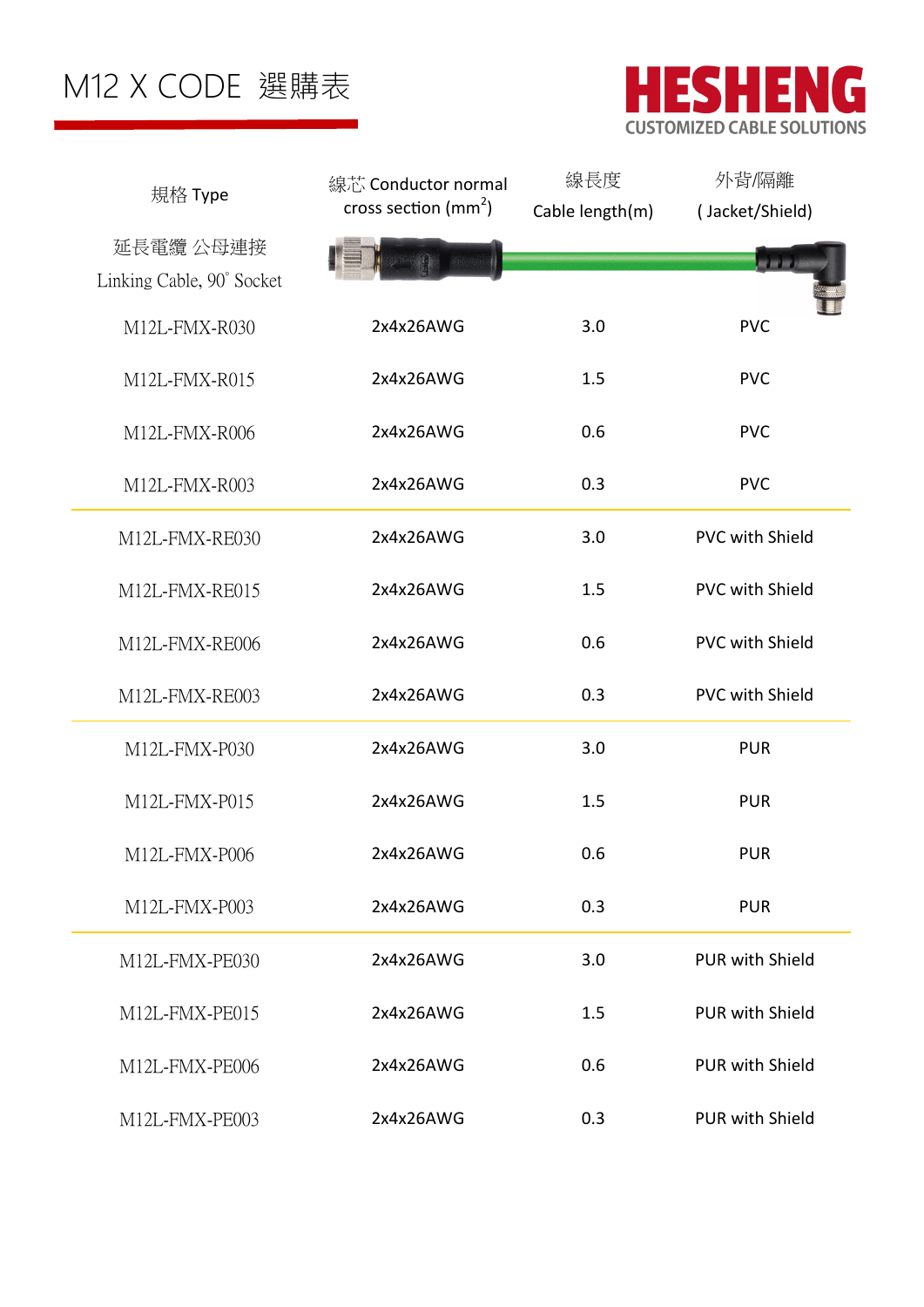# M12 X CODE 選購表

**HESHENG**
CUSTOMIZED CABLE SOLUTIONS

| 規格 Type | 線芯 Conductor normal cross section (mm$^2$) | 線長度 Cable length(m) | 外背/隔離 ( Jacket/Shield) |
|---|---|---|---|
| 延長電纜 公母連接 Linking Cable, 90° Socket | | | |
| M12L-FMX-R030 | 2x4x26AWG | 3.0 | PVC |
| M12L-FMX-R015 | 2x4x26AWG | 1.5 | PVC |
| M12L-FMX-R006 | 2x4x26AWG | 0.6 | PVC |
| M12L-FMX-R003 | 2x4x26AWG | 0.3 | PVC |
| M12L-FMX-RE030 | 2x4x26AWG | 3.0 | PVC with Shield |
| M12L-FMX-RE015 | 2x4x26AWG | 1.5 | PVC with Shield |
| M12L-FMX-RE006 | 2x4x26AWG | 0.6 | PVC with Shield |
| M12L-FMX-RE003 | 2x4x26AWG | 0.3 | PVC with Shield |
| M12L-FMX-P030 | 2x4x26AWG | 3.0 | PUR |
| M12L-FMX-P015 | 2x4x26AWG | 1.5 | PUR |
| M12L-FMX-P006 | 2x4x26AWG | 0.6 | PUR |
| M12L-FMX-P003 | 2x4x26AWG | 0.3 | PUR |
| M12L-FMX-PE030 | 2x4x26AWG | 3.0 | PUR with Shield |
| M12L-FMX-PE015 | 2x4x26AWG | 1.5 | PUR with Shield |
| M12L-FMX-PE006 | 2x4x26AWG | 0.6 | PUR with Shield |
| M12L-FMX-PE003 | 2x4x26AWG | 0.3 | PUR with Shield |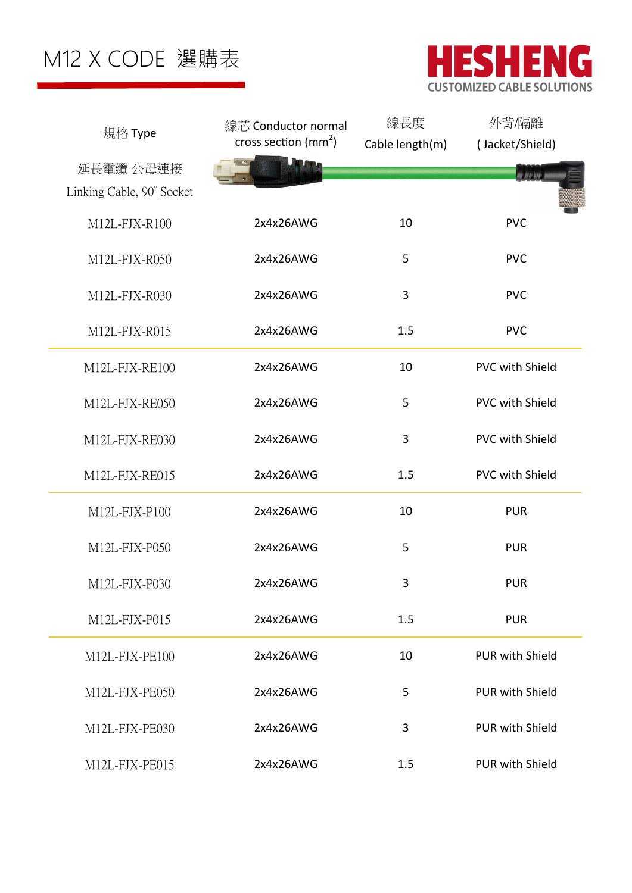# M12 X CODE 選購表

HESHENG
CUSTOMIZED CABLE SOLUTIONS

| 規格 Type | 線芯 Conductor normal cross section ($mm^2$) | 線長度 Cable length(m) | 外背/隔離 ( Jacket/Shield) |
|---|---|---|---|
| 延長電纜 公母連接 Linking Cable, 90° Socket | | | |
| M12L-FJX-R100 | 2x4x26AWG | 10 | PVC |
| M12L-FJX-R050 | 2x4x26AWG | 5 | PVC |
| M12L-FJX-R030 | 2x4x26AWG | 3 | PVC |
| M12L-FJX-R015 | 2x4x26AWG | 1.5 | PVC |
| M12L-FJX-RE100 | 2x4x26AWG | 10 | PVC with Shield |
| M12L-FJX-RE050 | 2x4x26AWG | 5 | PVC with Shield |
| M12L-FJX-RE030 | 2x4x26AWG | 3 | PVC with Shield |
| M12L-FJX-RE015 | 2x4x26AWG | 1.5 | PVC with Shield |
| M12L-FJX-P100 | 2x4x26AWG | 10 | PUR |
| M12L-FJX-P050 | 2x4x26AWG | 5 | PUR |
| M12L-FJX-P030 | 2x4x26AWG | 3 | PUR |
| M12L-FJX-P015 | 2x4x26AWG | 1.5 | PUR |
| M12L-FJX-PE100 | 2x4x26AWG | 10 | PUR with Shield |
| M12L-FJX-PE050 | 2x4x26AWG | 5 | PUR with Shield |
| M12L-FJX-PE030 | 2x4x26AWG | 3 | PUR with Shield |
| M12L-FJX-PE015 | 2x4x26AWG | 1.5 | PUR with Shield |